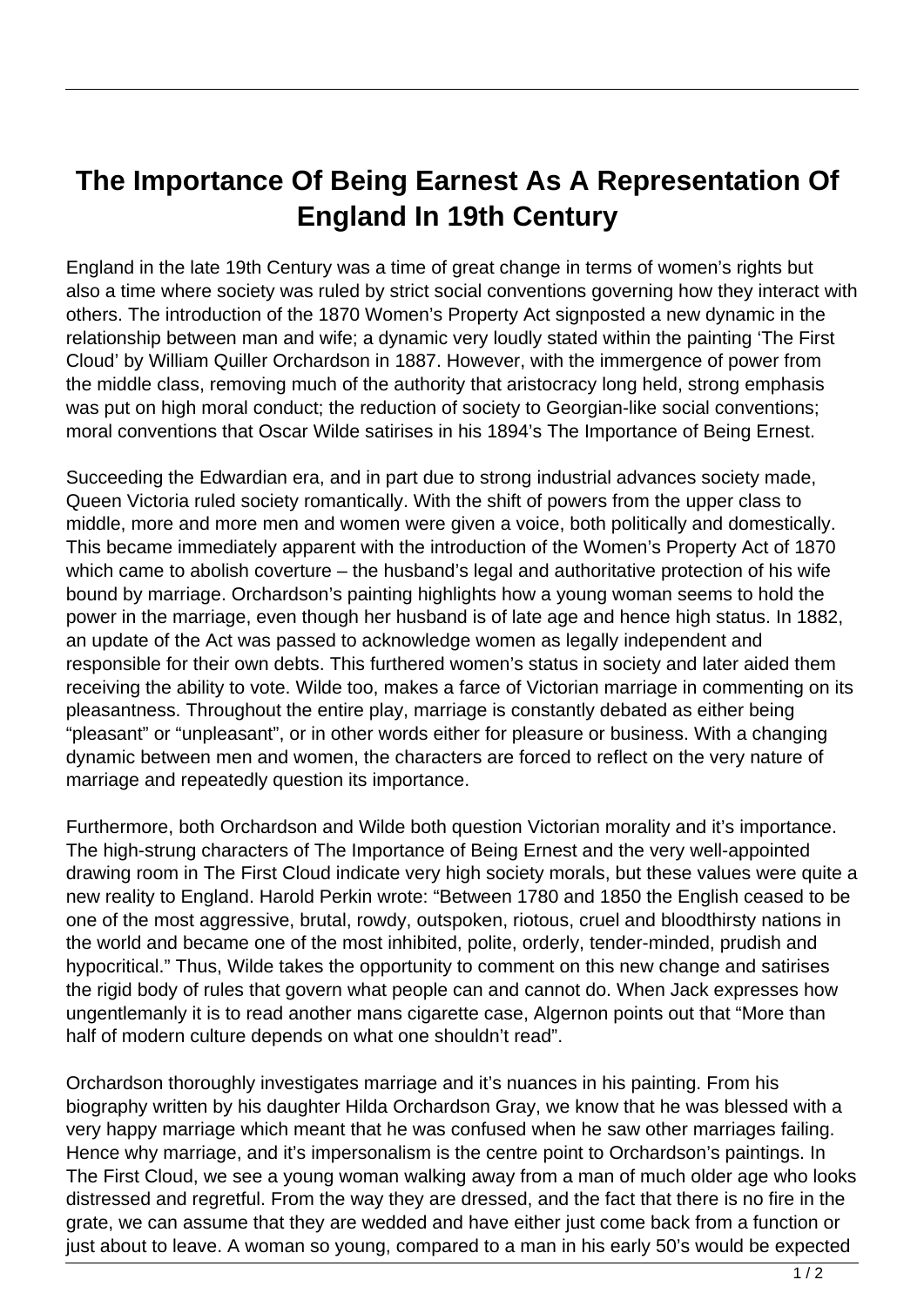# The Importance Of Being Earnest As A Representation Of England In 19th Century

England in the late 19th Century was a time of great change in terms of women's rights but also a time where society was ruled by strict social conventions governing how they interact with others. The introduction of the 1870 Women's Property Act signposted a new dynamic in the relationship between man and wife; a dynamic very loudly stated within the painting 'The First Cloud' by William Quiller Orchardson in 1887. However, with the immergence of power from the middle class, removing much of the authority that aristocracy long held, strong emphasis was put on high moral conduct; the reduction of society to Georgian-like social conventions; moral conventions that Oscar Wilde satirises in his 1894's The Importance of Being Ernest.

Succeeding the Edwardian era, and in part due to strong industrial advances society made, Queen Victoria ruled society romantically. With the shift of powers from the upper class to middle, more and more men and women were given a voice, both politically and domestically. This became immediately apparent with the introduction of the Women's Property Act of 1870 which came to abolish coverture – the husband's legal and authoritative protection of his wife bound by marriage. Orchardson's painting highlights how a young woman seems to hold the power in the marriage, even though her husband is of late age and hence high status. In 1882, an update of the Act was passed to acknowledge women as legally independent and responsible for their own debts. This furthered women's status in society and later aided them receiving the ability to vote. Wilde too, makes a farce of Victorian marriage in commenting on its pleasantness. Throughout the entire play, marriage is constantly debated as either being "pleasant" or "unpleasant", or in other words either for pleasure or business. With a changing dynamic between men and women, the characters are forced to reflect on the very nature of marriage and repeatedly question its importance.

Furthermore, both Orchardson and Wilde both question Victorian morality and it's importance. The high-strung characters of The Importance of Being Ernest and the very well-appointed drawing room in The First Cloud indicate very high society morals, but these values were quite a new reality to England. Harold Perkin wrote: "Between 1780 and 1850 the English ceased to be one of the most aggressive, brutal, rowdy, outspoken, riotous, cruel and bloodthirsty nations in the world and became one of the most inhibited, polite, orderly, tender-minded, prudish and hypocritical." Thus, Wilde takes the opportunity to comment on this new change and satirises the rigid body of rules that govern what people can and cannot do. When Jack expresses how ungentlemanly it is to read another mans cigarette case, Algernon points out that "More than half of modern culture depends on what one shouldn't read".

Orchardson thoroughly investigates marriage and it's nuances in his painting. From his biography written by his daughter Hilda Orchardson Gray, we know that he was blessed with a very happy marriage which meant that he was confused when he saw other marriages failing. Hence why marriage, and it's impersonalism is the centre point to Orchardson's paintings. In The First Cloud, we see a young woman walking away from a man of much older age who looks distressed and regretful. From the way they are dressed, and the fact that there is no fire in the grate, we can assume that they are wedded and have either just come back from a function or just about to leave. A woman so young, compared to a man in his early 50's would be expected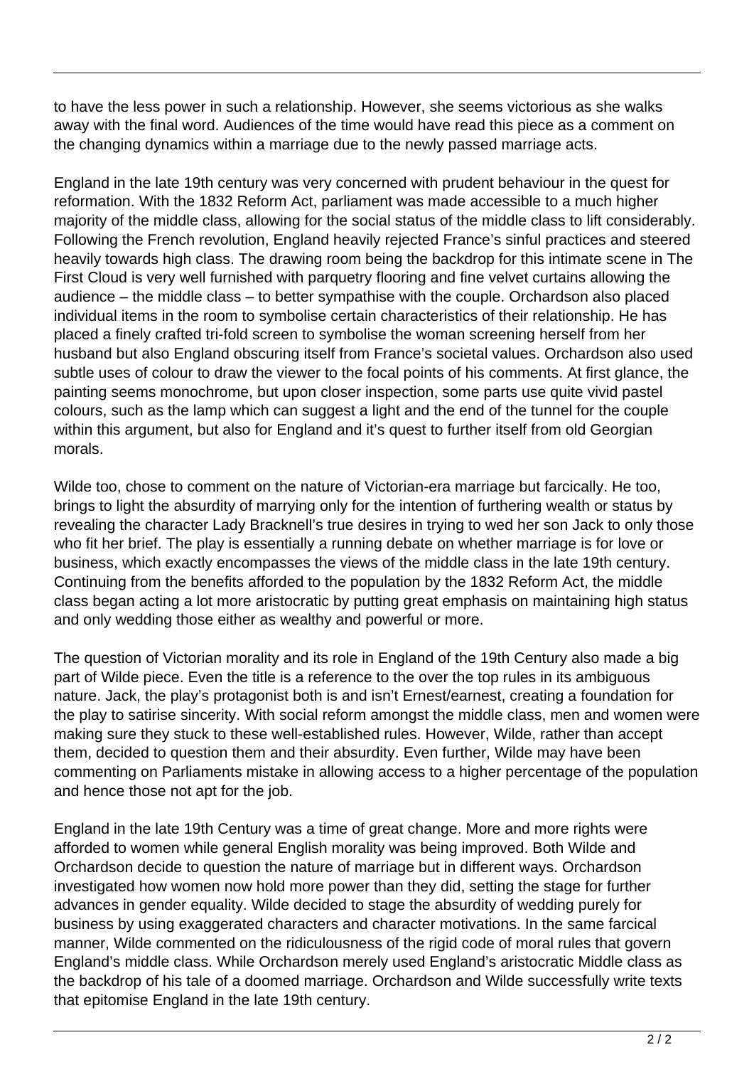to have the less power in such a relationship. However, she seems victorious as she walks away with the final word. Audiences of the time would have read this piece as a comment on the changing dynamics within a marriage due to the newly passed marriage acts.

England in the late 19th century was very concerned with prudent behaviour in the quest for reformation. With the 1832 Reform Act, parliament was made accessible to a much higher majority of the middle class, allowing for the social status of the middle class to lift considerably. Following the French revolution, England heavily rejected France's sinful practices and steered heavily towards high class. The drawing room being the backdrop for this intimate scene in The First Cloud is very well furnished with parquetry flooring and fine velvet curtains allowing the audience – the middle class – to better sympathise with the couple. Orchardson also placed individual items in the room to symbolise certain characteristics of their relationship. He has placed a finely crafted tri-fold screen to symbolise the woman screening herself from her husband but also England obscuring itself from France's societal values. Orchardson also used subtle uses of colour to draw the viewer to the focal points of his comments. At first glance, the painting seems monochrome, but upon closer inspection, some parts use quite vivid pastel colours, such as the lamp which can suggest a light and the end of the tunnel for the couple within this argument, but also for England and it's quest to further itself from old Georgian morals.

Wilde too, chose to comment on the nature of Victorian-era marriage but farcically. He too, brings to light the absurdity of marrying only for the intention of furthering wealth or status by revealing the character Lady Bracknell's true desires in trying to wed her son Jack to only those who fit her brief. The play is essentially a running debate on whether marriage is for love or business, which exactly encompasses the views of the middle class in the late 19th century. Continuing from the benefits afforded to the population by the 1832 Reform Act, the middle class began acting a lot more aristocratic by putting great emphasis on maintaining high status and only wedding those either as wealthy and powerful or more.

The question of Victorian morality and its role in England of the 19th Century also made a big part of Wilde piece. Even the title is a reference to the over the top rules in its ambiguous nature. Jack, the play's protagonist both is and isn't Ernest/earnest, creating a foundation for the play to satirise sincerity. With social reform amongst the middle class, men and women were making sure they stuck to these well-established rules. However, Wilde, rather than accept them, decided to question them and their absurdity. Even further, Wilde may have been commenting on Parliaments mistake in allowing access to a higher percentage of the population and hence those not apt for the job.

England in the late 19th Century was a time of great change. More and more rights were afforded to women while general English morality was being improved. Both Wilde and Orchardson decide to question the nature of marriage but in different ways. Orchardson investigated how women now hold more power than they did, setting the stage for further advances in gender equality. Wilde decided to stage the absurdity of wedding purely for business by using exaggerated characters and character motivations. In the same farcical manner, Wilde commented on the ridiculousness of the rigid code of moral rules that govern England's middle class. While Orchardson merely used England's aristocratic Middle class as the backdrop of his tale of a doomed marriage. Orchardson and Wilde successfully write texts that epitomise England in the late 19th century.